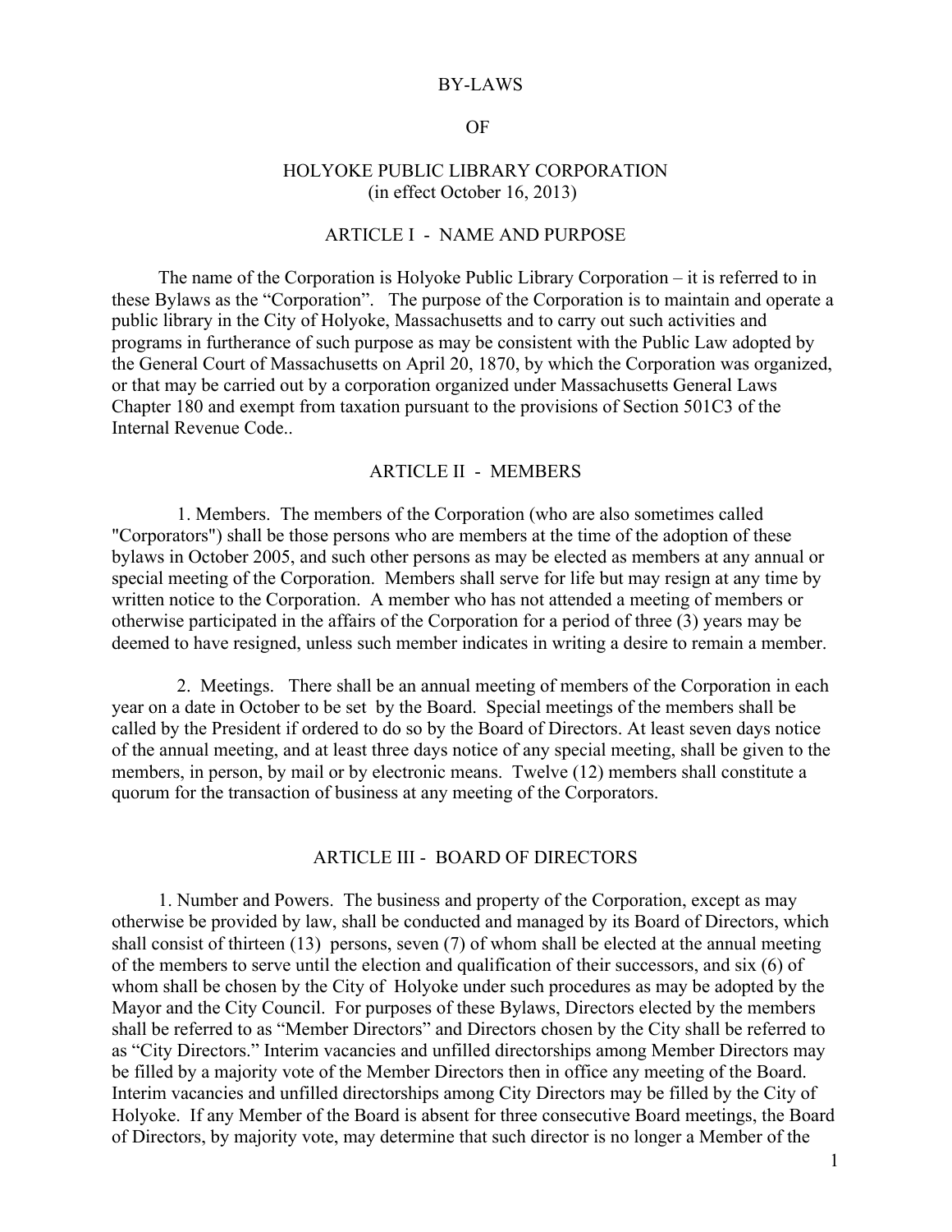# BY-LAWS

# OF

# HOLYOKE PUBLIC LIBRARY CORPORATION

(in effect October 16, 2013)

## ARTICLE I - NAME AND PURPOSE

The name of the Corporation is Holyoke Public Library Corporation – it is referred to in these Bylaws as the "Corporation". The purpose of the Corporation is to maintain and operate a public library in the City of Holyoke, Massachusetts and to carry out such activities and programs in furtherance of such purpose as may be consistent with the Public Law adopted by the General Court of Massachusetts on April 20, 1870, by which the Corporation was organized, or that may be carried out by a corporation organized under Massachusetts General Laws Chapter 180 and exempt from taxation pursuant to the provisions of Section 501C3 of the Internal Revenue Code..

## ARTICLE II - MEMBERS

1. Members. The members of the Corporation (who are also sometimes called "Corporators") shall be those persons who are members at the time of the adoption of these bylaws in October 2005, and such other persons as may be elected as members at any annual or special meeting of the Corporation. Members shall serve for life but may resign at any time by written notice to the Corporation. A member who has not attended a meeting of members or otherwise participated in the affairs of the Corporation for a period of three (3) years may be deemed to have resigned, unless such member indicates in writing a desire to remain a member.

2. Meetings. There shall be an annual meeting of members of the Corporation in each year on a date in October to be set by the Board. Special meetings of the members shall be called by the President if ordered to do so by the Board of Directors. At least seven days notice of the annual meeting, and at least three days notice of any special meeting, shall be given to the members, in person, by mail or by electronic means. Twelve (12) members shall constitute a quorum for the transaction of business at any meeting of the Corporators.

## ARTICLE III - BOARD OF DIRECTORS

1. Number and Powers. The business and property of the Corporation, except as may otherwise be provided by law, shall be conducted and managed by its Board of Directors, which shall consist of thirteen (13) persons, seven (7) of whom shall be elected at the annual meeting of the members to serve until the election and qualification of their successors, and six (6) of whom shall be chosen by the City of Holyoke under such procedures as may be adopted by the Mayor and the City Council. For purposes of these Bylaws, Directors elected by the members shall be referred to as "Member Directors" and Directors chosen by the City shall be referred to as "City Directors." Interim vacancies and unfilled directorships among Member Directors may be filled by a majority vote of the Member Directors then in office any meeting of the Board. Interim vacancies and unfilled directorships among City Directors may be filled by the City of Holyoke. If any Member of the Board is absent for three consecutive Board meetings, the Board of Directors, by majority vote, may determine that such director is no longer a Member of the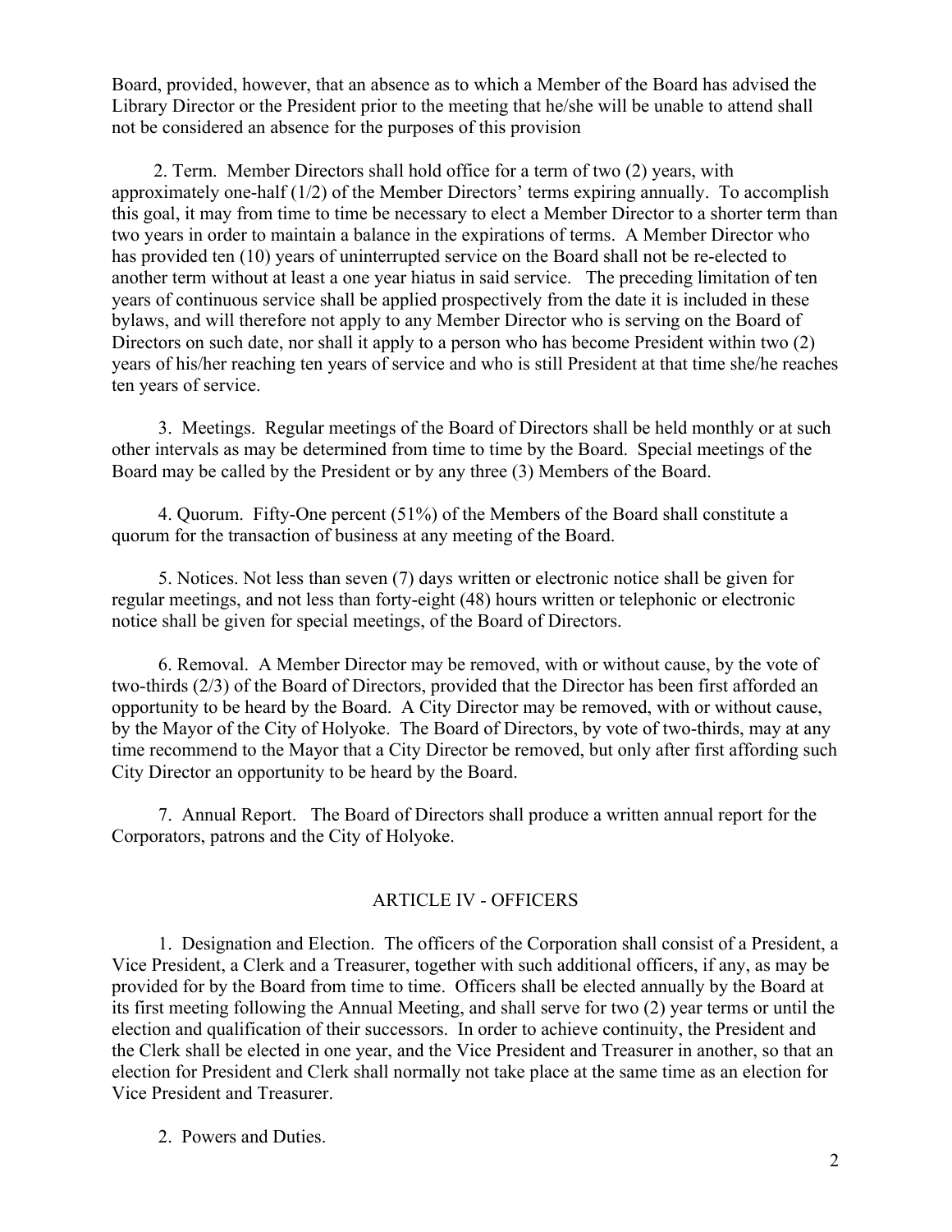Board, provided, however, that an absence as to which a Member of the Board has advised the Library Director or the President prior to the meeting that he/she will be unable to attend shall not be considered an absence for the purposes of this provision

2. Term. Member Directors shall hold office for a term of two (2) years, with approximately one-half (1/2) of the Member Directors' terms expiring annually. To accomplish this goal, it may from time to time be necessary to elect a Member Director to a shorter term than two years in order to maintain a balance in the expirations of terms. A Member Director who has provided ten (10) years of uninterrupted service on the Board shall not be re-elected to another term without at least a one year hiatus in said service. The preceding limitation of ten years of continuous service shall be applied prospectively from the date it is included in these bylaws, and will therefore not apply to any Member Director who is serving on the Board of Directors on such date, nor shall it apply to a person who has become President within two (2) years of his/her reaching ten years of service and who is still President at that time she/he reaches ten years of service.

3. Meetings. Regular meetings of the Board of Directors shall be held monthly or at such other intervals as may be determined from time to time by the Board. Special meetings of the Board may be called by the President or by any three (3) Members of the Board.

4. Quorum. Fifty-One percent (51%) of the Members of the Board shall constitute a quorum for the transaction of business at any meeting of the Board.

5. Notices. Not less than seven (7) days written or electronic notice shall be given for regular meetings, and not less than forty-eight (48) hours written or telephonic or electronic notice shall be given for special meetings, of the Board of Directors.

6. Removal. A Member Director may be removed, with or without cause, by the vote of two-thirds (2/3) of the Board of Directors, provided that the Director has been first afforded an opportunity to be heard by the Board. A City Director may be removed, with or without cause, by the Mayor of the City of Holyoke. The Board of Directors, by vote of two-thirds, may at any time recommend to the Mayor that a City Director be removed, but only after first affording such City Director an opportunity to be heard by the Board.

7. Annual Report. The Board of Directors shall produce a written annual report for the Corporators, patrons and the City of Holyoke.

## ARTICLE IV - OFFICERS

1. Designation and Election. The officers of the Corporation shall consist of a President, a Vice President, a Clerk and a Treasurer, together with such additional officers, if any, as may be provided for by the Board from time to time. Officers shall be elected annually by the Board at its first meeting following the Annual Meeting, and shall serve for two (2) year terms or until the election and qualification of their successors. In order to achieve continuity, the President and the Clerk shall be elected in one year, and the Vice President and Treasurer in another, so that an election for President and Clerk shall normally not take place at the same time as an election for Vice President and Treasurer.

2. Powers and Duties.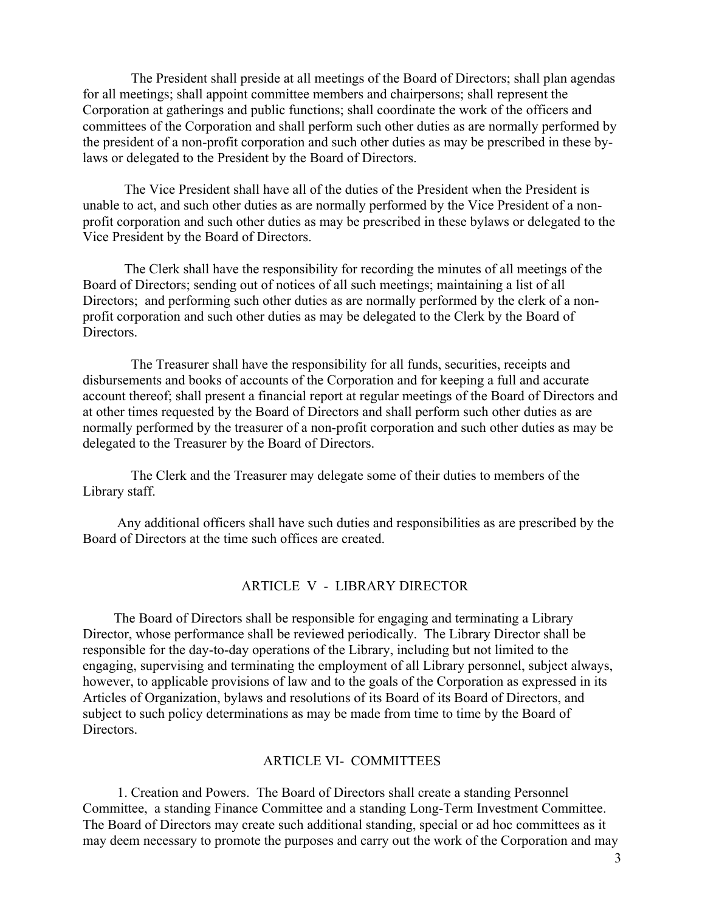The President shall preside at all meetings of the Board of Directors; shall plan agendas for all meetings; shall appoint committee members and chairpersons; shall represent the Corporation at gatherings and public functions; shall coordinate the work of the officers and committees of the Corporation and shall perform such other duties as are normally performed by the president of a non-profit corporation and such other duties as may be prescribed in these by-laws or delegated to the President by the Board of Directors.

The Vice President shall have all of the duties of the President when the President is unable to act, and such other duties as are normally performed by the Vice President of a non-profit corporation and such other duties as may be prescribed in these bylaws or delegated to the Vice President by the Board of Directors.

The Clerk shall have the responsibility for recording the minutes of all meetings of the Board of Directors; sending out of notices of all such meetings; maintaining a list of all Directors; and performing such other duties as are normally performed by the clerk of a non-profit corporation and such other duties as may be delegated to the Clerk by the Board of Directors.

The Treasurer shall have the responsibility for all funds, securities, receipts and disbursements and books of accounts of the Corporation and for keeping a full and accurate account thereof; shall present a financial report at regular meetings of the Board of Directors and at other times requested by the Board of Directors and shall perform such other duties as are normally performed by the treasurer of a non-profit corporation and such other duties as may be delegated to the Treasurer by the Board of Directors.

The Clerk and the Treasurer may delegate some of their duties to members of the Library staff.

Any additional officers shall have such duties and responsibilities as are prescribed by the Board of Directors at the time such offices are created.

## ARTICLE V - LIBRARY DIRECTOR

The Board of Directors shall be responsible for engaging and terminating a Library Director, whose performance shall be reviewed periodically. The Library Director shall be responsible for the day-to-day operations of the Library, including but not limited to the engaging, supervising and terminating the employment of all Library personnel, subject always, however, to applicable provisions of law and to the goals of the Corporation as expressed in its Articles of Organization, bylaws and resolutions of its Board of its Board of Directors, and subject to such policy determinations as may be made from time to time by the Board of Directors.

## ARTICLE VI- COMMITTEES

1. Creation and Powers. The Board of Directors shall create a standing Personnel Committee, a standing Finance Committee and a standing Long-Term Investment Committee. The Board of Directors may create such additional standing, special or ad hoc committees as it may deem necessary to promote the purposes and carry out the work of the Corporation and may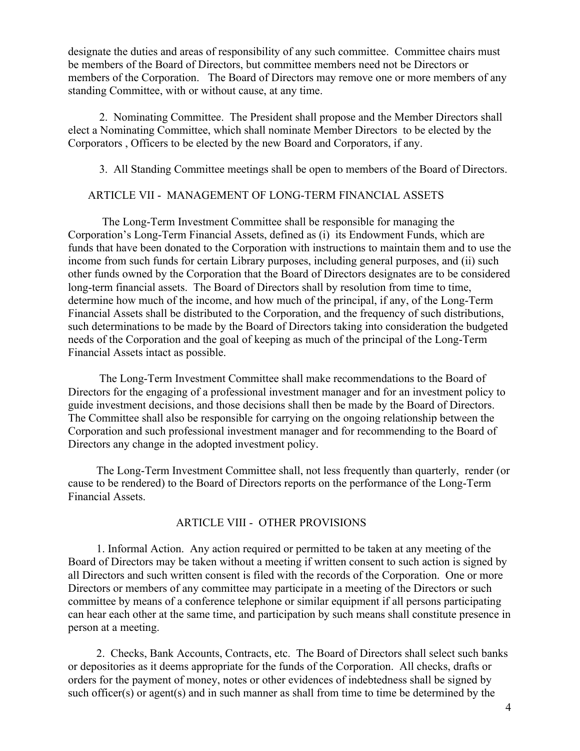designate the duties and areas of responsibility of any such committee. Committee chairs must be members of the Board of Directors, but committee members need not be Directors or members of the Corporation. The Board of Directors may remove one or more members of any standing Committee, with or without cause, at any time.

2. Nominating Committee. The President shall propose and the Member Directors shall elect a Nominating Committee, which shall nominate Member Directors to be elected by the Corporators , Officers to be elected by the new Board and Corporators, if any.

3. All Standing Committee meetings shall be open to members of the Board of Directors.

## ARTICLE VII - MANAGEMENT OF LONG-TERM FINANCIAL ASSETS

The Long-Term Investment Committee shall be responsible for managing the Corporation's Long-Term Financial Assets, defined as (i) its Endowment Funds, which are funds that have been donated to the Corporation with instructions to maintain them and to use the income from such funds for certain Library purposes, including general purposes, and (ii) such other funds owned by the Corporation that the Board of Directors designates are to be considered long-term financial assets. The Board of Directors shall by resolution from time to time, determine how much of the income, and how much of the principal, if any, of the Long-Term Financial Assets shall be distributed to the Corporation, and the frequency of such distributions, such determinations to be made by the Board of Directors taking into consideration the budgeted needs of the Corporation and the goal of keeping as much of the principal of the Long-Term Financial Assets intact as possible.

The Long-Term Investment Committee shall make recommendations to the Board of Directors for the engaging of a professional investment manager and for an investment policy to guide investment decisions, and those decisions shall then be made by the Board of Directors. The Committee shall also be responsible for carrying on the ongoing relationship between the Corporation and such professional investment manager and for recommending to the Board of Directors any change in the adopted investment policy.

The Long-Term Investment Committee shall, not less frequently than quarterly, render (or cause to be rendered) to the Board of Directors reports on the performance of the Long-Term Financial Assets.

## ARTICLE VIII - OTHER PROVISIONS

1. Informal Action. Any action required or permitted to be taken at any meeting of the Board of Directors may be taken without a meeting if written consent to such action is signed by all Directors and such written consent is filed with the records of the Corporation. One or more Directors or members of any committee may participate in a meeting of the Directors or such committee by means of a conference telephone or similar equipment if all persons participating can hear each other at the same time, and participation by such means shall constitute presence in person at a meeting.

2. Checks, Bank Accounts, Contracts, etc. The Board of Directors shall select such banks or depositories as it deems appropriate for the funds of the Corporation. All checks, drafts or orders for the payment of money, notes or other evidences of indebtedness shall be signed by such officer(s) or agent(s) and in such manner as shall from time to time be determined by the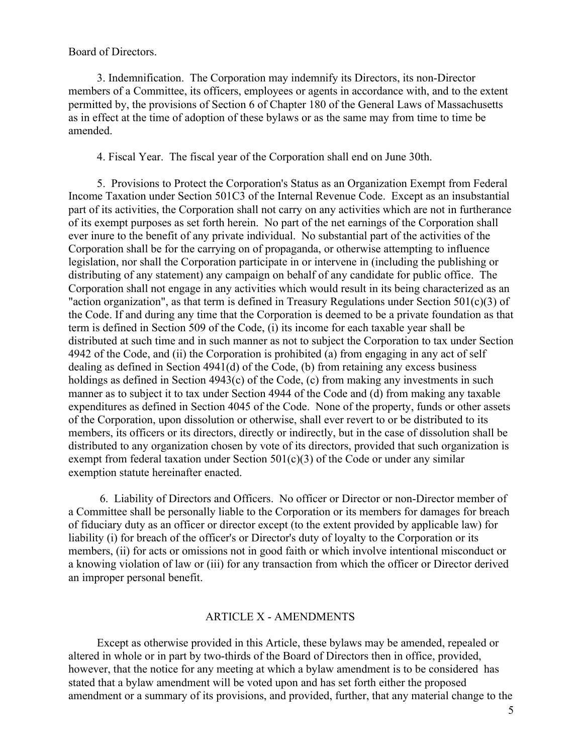Board of Directors.

3. Indemnification. The Corporation may indemnify its Directors, its non-Director members of a Committee, its officers, employees or agents in accordance with, and to the extent permitted by, the provisions of Section 6 of Chapter 180 of the General Laws of Massachusetts as in effect at the time of adoption of these bylaws or as the same may from time to time be amended.

4. Fiscal Year. The fiscal year of the Corporation shall end on June 30th.

5. Provisions to Protect the Corporation's Status as an Organization Exempt from Federal Income Taxation under Section 501C3 of the Internal Revenue Code. Except as an insubstantial part of its activities, the Corporation shall not carry on any activities which are not in furtherance of its exempt purposes as set forth herein. No part of the net earnings of the Corporation shall ever inure to the benefit of any private individual. No substantial part of the activities of the Corporation shall be for the carrying on of propaganda, or otherwise attempting to influence legislation, nor shall the Corporation participate in or intervene in (including the publishing or distributing of any statement) any campaign on behalf of any candidate for public office. The Corporation shall not engage in any activities which would result in its being characterized as an "action organization", as that term is defined in Treasury Regulations under Section 501(c)(3) of the Code. If and during any time that the Corporation is deemed to be a private foundation as that term is defined in Section 509 of the Code, (i) its income for each taxable year shall be distributed at such time and in such manner as not to subject the Corporation to tax under Section 4942 of the Code, and (ii) the Corporation is prohibited (a) from engaging in any act of self dealing as defined in Section 4941(d) of the Code, (b) from retaining any excess business holdings as defined in Section 4943(c) of the Code, (c) from making any investments in such manner as to subject it to tax under Section 4944 of the Code and (d) from making any taxable expenditures as defined in Section 4045 of the Code. None of the property, funds or other assets of the Corporation, upon dissolution or otherwise, shall ever revert to or be distributed to its members, its officers or its directors, directly or indirectly, but in the case of dissolution shall be distributed to any organization chosen by vote of its directors, provided that such organization is exempt from federal taxation under Section 501(c)(3) of the Code or under any similar exemption statute hereinafter enacted.

6. Liability of Directors and Officers. No officer or Director or non-Director member of a Committee shall be personally liable to the Corporation or its members for damages for breach of fiduciary duty as an officer or director except (to the extent provided by applicable law) for liability (i) for breach of the officer's or Director's duty of loyalty to the Corporation or its members, (ii) for acts or omissions not in good faith or which involve intentional misconduct or a knowing violation of law or (iii) for any transaction from which the officer or Director derived an improper personal benefit.

## ARTICLE X - AMENDMENTS

Except as otherwise provided in this Article, these bylaws may be amended, repealed or altered in whole or in part by two-thirds of the Board of Directors then in office, provided, however, that the notice for any meeting at which a bylaw amendment is to be considered has stated that a bylaw amendment will be voted upon and has set forth either the proposed amendment or a summary of its provisions, and provided, further, that any material change to the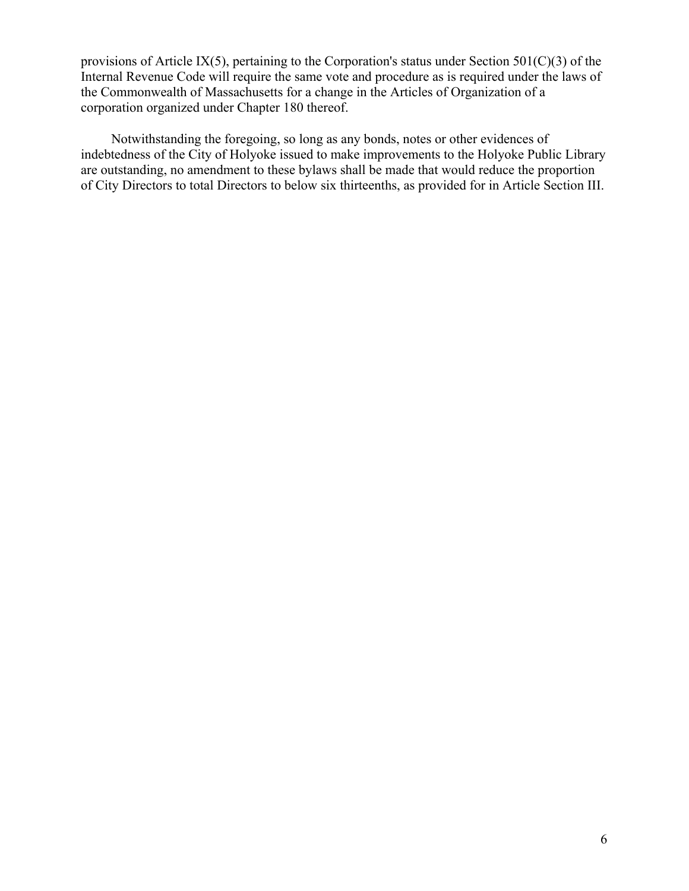provisions of Article IX(5), pertaining to the Corporation's status under Section 501(C)(3) of the Internal Revenue Code will require the same vote and procedure as is required under the laws of the Commonwealth of Massachusetts for a change in the Articles of Organization of a corporation organized under Chapter 180 thereof.

Notwithstanding the foregoing, so long as any bonds, notes or other evidences of indebtedness of the City of Holyoke issued to make improvements to the Holyoke Public Library are outstanding, no amendment to these bylaws shall be made that would reduce the proportion of City Directors to total Directors to below six thirteenths, as provided for in Article Section III.